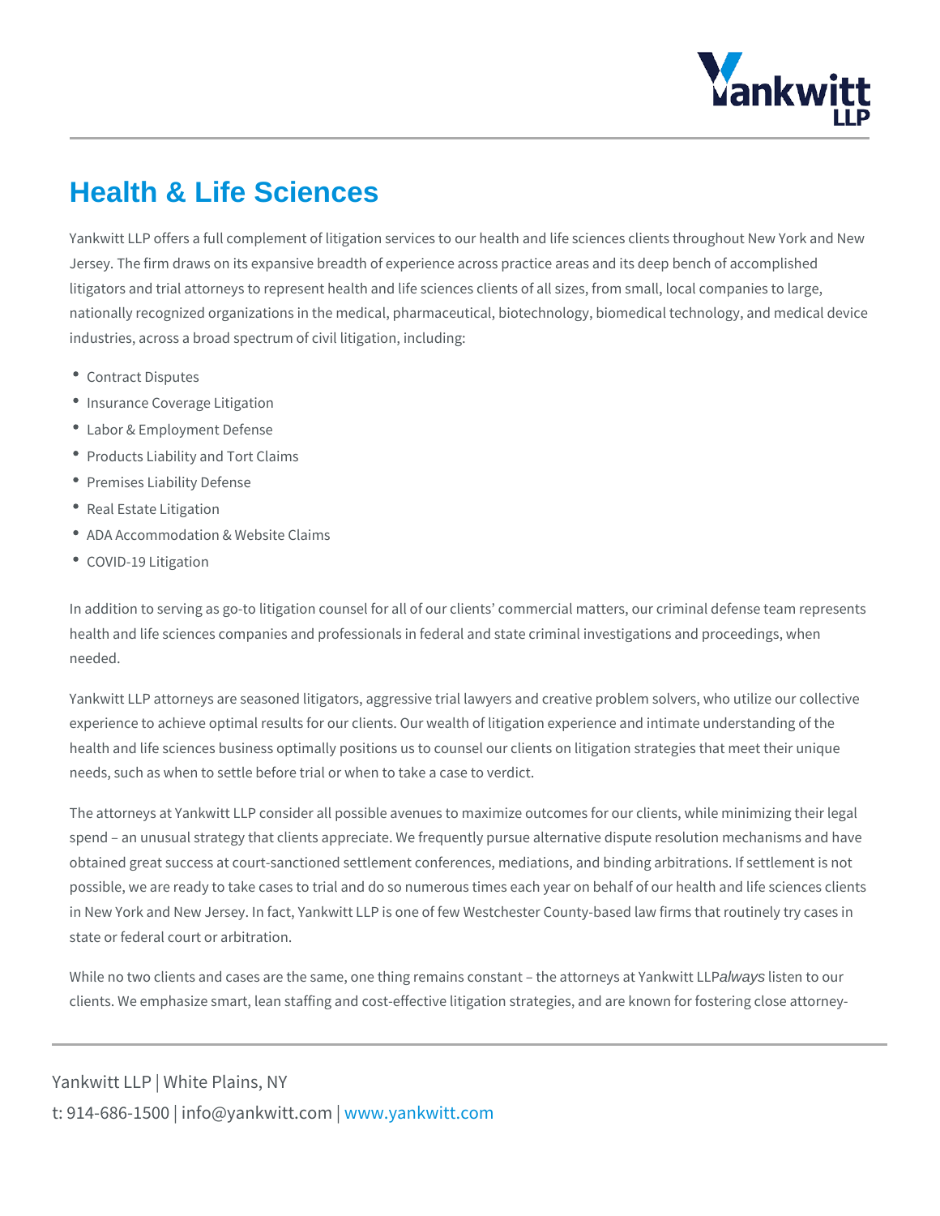# Health & Life Sciences

Yankwitt LLP offers a full complement of litigation services to our health and life sciences clients throughout New York and New Jersey. The firm draws on its expansive breadth of experience across practice areas and its deep bench of accomplished litigators and trial attorneys to represent health and life sciences clients of all sizes, from small, local companies to large, nationally recognized organizations in the medical, pharmaceutical, biotechnology, biomedical technology, and medical device industries, across a broad spectrum of civil litigation, including:

- Contract Disputes
- Insurance Coverage Litigation
- Labor & Employment Defense
- Products Liability and Tort Claims
- Premises Liability Defense
- Real Estate Litigation
- ADA Accommodation & Website Claims
- COVID-19 Litigation

In addition to serving as go-to litigation counsel for all of our clients' commercial matters, our criminal defense team represents health and life sciences companies and professionals in federal and state criminal investigations and proceedings, when needed.

Yankwitt LLP attorneys are seasoned litigators, aggressive trial lawyers and creative problem solvers, who utilize our collective experience to achieve optimal results for our clients. Our wealth of litigation experience and intimate understanding of the health and life sciences business optimally positions us to counsel our clients on litigation strategies that meet their unique needs, such as when to settle before trial or when to take a case to verdict.

The attorneys at Yankwitt LLP consider all possible avenues to maximize outcomes for our clients, while minimizing their legal spend – an unusual strategy that clients appreciate. We frequently pursue alternative dispute resolution mechanisms and have obtained great success at court-sanctioned settlement conferences, mediations, and binding arbitrations. If settlement is not possible, we are ready to take cases to trial and do so numerous times each year on behalf of our health and life sciences clients in New York and New Jersey. In fact, Yankwitt LLP is one of few Westchester County-based law firms that routinely try cases in state or federal court or arbitration.

While no two clients and cases are the same, one thing remains constant – the attorneys at Yankwitt LLP *always* listen to our clients. We emphasize smart, lean staffing and cost-effective litigation strategies, and are known for fostering close attorney-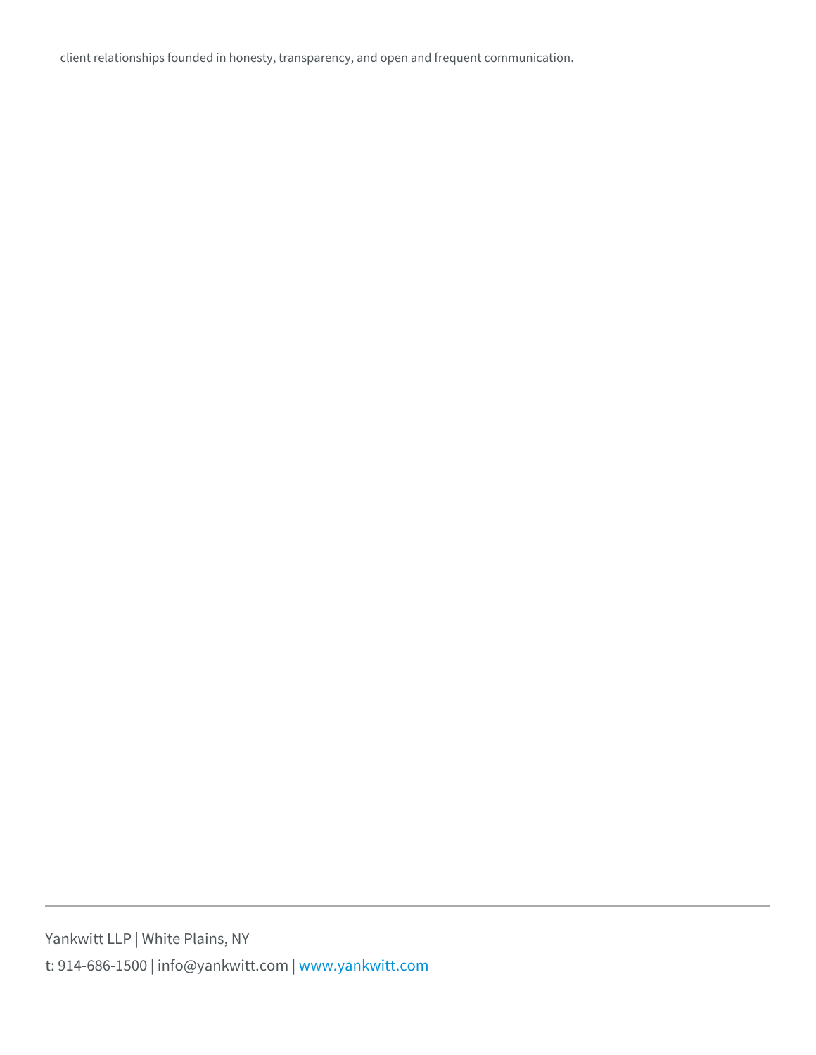client relationships founded in honesty, transparency, and open and frequent communication.